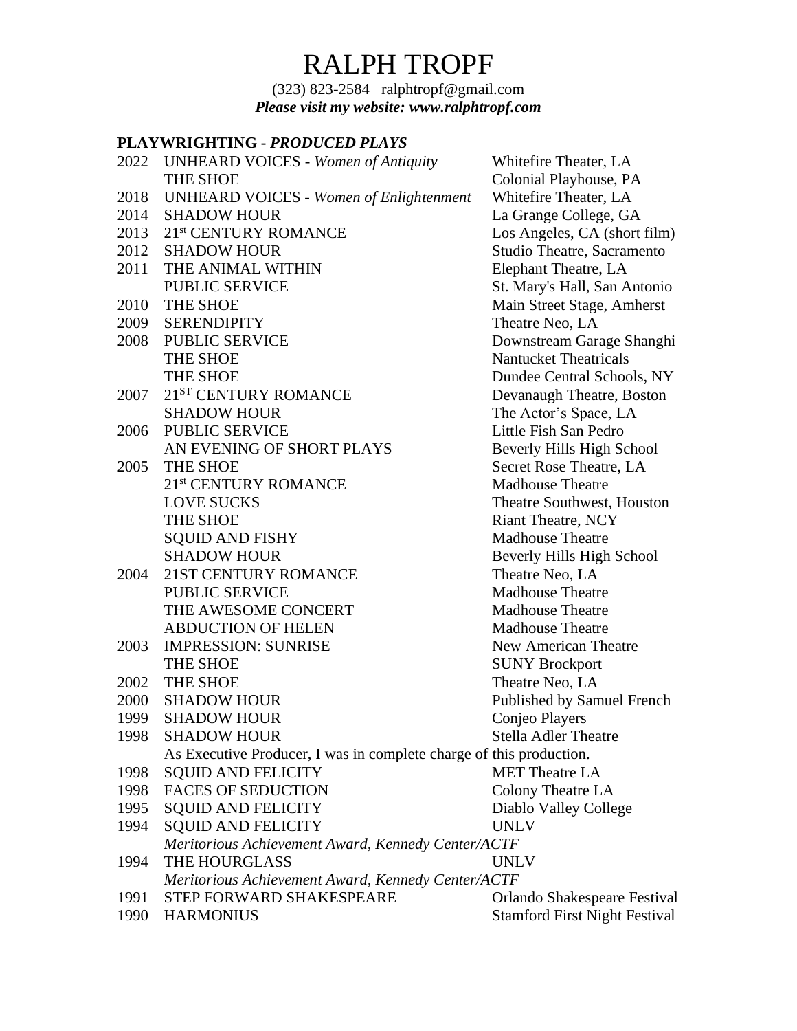# RALPH TROPF

(323) 823-2584 ralphtropf@gmail.com

***Please visit my website: www.ralphtropf.com***

## PLAYWRIGHTING - *PRODUCED PLAYS*

| Year | Title | Venue |
|---|---|---|
| 2022 | UNHEARD VOICES - *Women of Antiquity* | Whitefire Theater, LA |
| | THE SHOE | Colonial Playhouse, PA |
| 2018 | UNHEARD VOICES - *Women of Enlightenment* | Whitefire Theater, LA |
| 2014 | SHADOW HOUR | La Grange College, GA |
| 2013 | 21st CENTURY ROMANCE | Los Angeles, CA (short film) |
| 2012 | SHADOW HOUR | Studio Theatre, Sacramento |
| 2011 | THE ANIMAL WITHIN | Elephant Theatre, LA |
| | PUBLIC SERVICE | St. Mary's Hall, San Antonio |
| 2010 | THE SHOE | Main Street Stage, Amherst |
| 2009 | SERENDIPITY | Theatre Neo, LA |
| 2008 | PUBLIC SERVICE | Downstream Garage Shanghi |
| | THE SHOE | Nantucket Theatricals |
| | THE SHOE | Dundee Central Schools, NY |
| 2007 | 21ST CENTURY ROMANCE | Devanaugh Theatre, Boston |
| | SHADOW HOUR | The Actor's Space, LA |
| 2006 | PUBLIC SERVICE | Little Fish San Pedro |
| | AN EVENING OF SHORT PLAYS | Beverly Hills High School |
| 2005 | THE SHOE | Secret Rose Theatre, LA |
| | 21st CENTURY ROMANCE | Madhouse Theatre |
| | LOVE SUCKS | Theatre Southwest, Houston |
| | THE SHOE | Riant Theatre, NCY |
| | SQUID AND FISHY | Madhouse Theatre |
| | SHADOW HOUR | Beverly Hills High School |
| 2004 | 21ST CENTURY ROMANCE | Theatre Neo, LA |
| | PUBLIC SERVICE | Madhouse Theatre |
| | THE AWESOME CONCERT | Madhouse Theatre |
| | ABDUCTION OF HELEN | Madhouse Theatre |
| 2003 | IMPRESSION: SUNRISE | New American Theatre |
| | THE SHOE | SUNY Brockport |
| 2002 | THE SHOE | Theatre Neo, LA |
| 2000 | SHADOW HOUR | Published by Samuel French |
| 1999 | SHADOW HOUR | Conjeo Players |
| 1998 | SHADOW HOUR | Stella Adler Theatre |
| | As Executive Producer, I was in complete charge of this production. | |
| 1998 | SQUID AND FELICITY | MET Theatre LA |
| 1998 | FACES OF SEDUCTION | Colony Theatre LA |
| 1995 | SQUID AND FELICITY | Diablo Valley College |
| 1994 | SQUID AND FELICITY | UNLV |
| | *Meritorious Achievement Award, Kennedy Center/ACTF* | |
| 1994 | THE HOURGLASS | UNLV |
| | *Meritorious Achievement Award, Kennedy Center/ACTF* | |
| 1991 | STEP FORWARD SHAKESPEARE | Orlando Shakespeare Festival |
| 1990 | HARMONIUS | Stamford First Night Festival |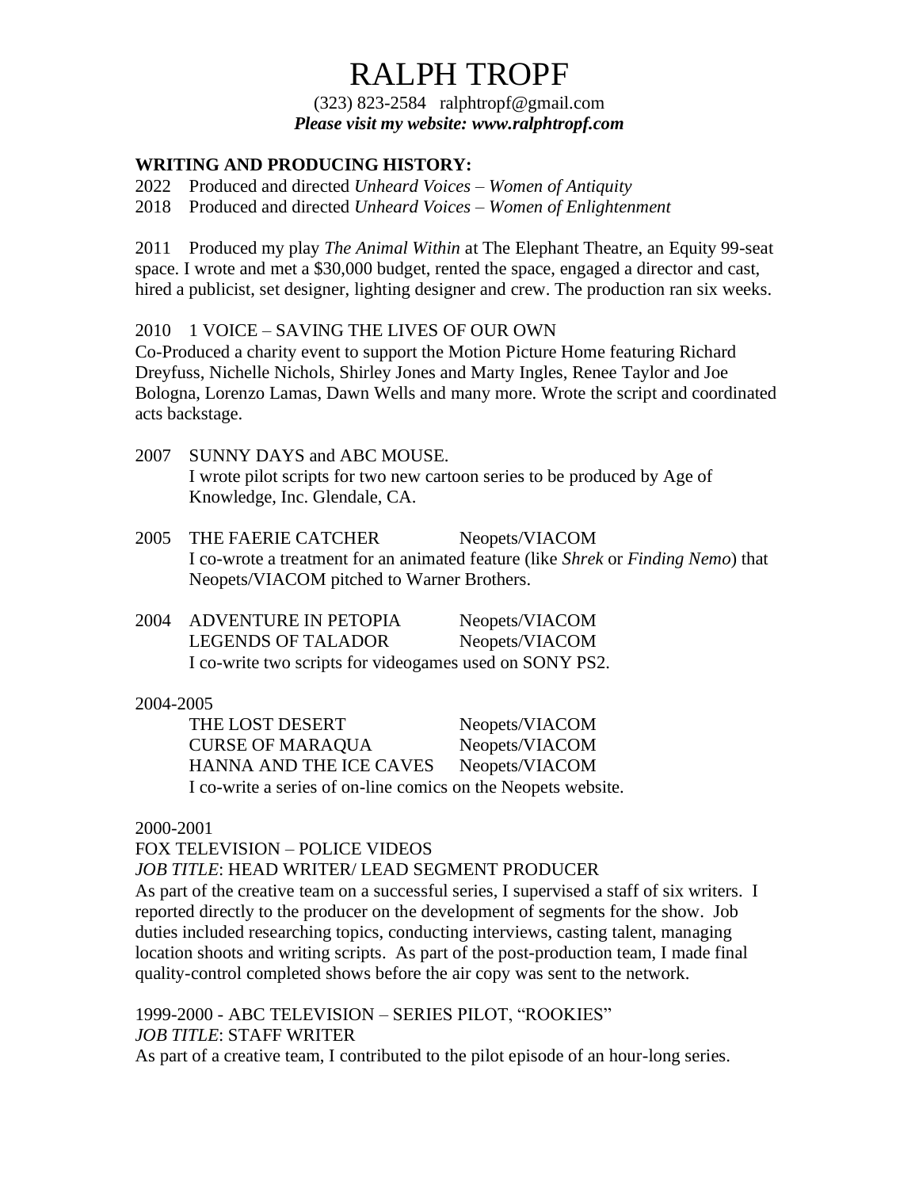# RALPH TROPF

(323) 823-2584 ralphtropf@gmail.com
***Please visit my website: www.ralphtropf.com***

**WRITING AND PRODUCING HISTORY:**

2022 Produced and directed *Unheard Voices – Women of Antiquity*
2018 Produced and directed *Unheard Voices – Women of Enlightenment*

2011 Produced my play *The Animal Within* at The Elephant Theatre, an Equity 99-seat space. I wrote and met a $30,000 budget, rented the space, engaged a director and cast, hired a publicist, set designer, lighting designer and crew. The production ran six weeks.

2010 1 VOICE – SAVING THE LIVES OF OUR OWN
Co-Produced a charity event to support the Motion Picture Home featuring Richard Dreyfuss, Nichelle Nichols, Shirley Jones and Marty Ingles, Renee Taylor and Joe Bologna, Lorenzo Lamas, Dawn Wells and many more. Wrote the script and coordinated acts backstage.

2007 SUNNY DAYS and ABC MOUSE.
I wrote pilot scripts for two new cartoon series to be produced by Age of Knowledge, Inc. Glendale, CA.

2005 THE FAERIE CATCHER Neopets/VIACOM
I co-wrote a treatment for an animated feature (like *Shrek* or *Finding Nemo*) that Neopets/VIACOM pitched to Warner Brothers.

2004 ADVENTURE IN PETOPIA Neopets/VIACOM
LEGENDS OF TALADOR Neopets/VIACOM
I co-write two scripts for videogames used on SONY PS2.

2004-2005
THE LOST DESERT Neopets/VIACOM
CURSE OF MARAQUA Neopets/VIACOM
HANNA AND THE ICE CAVES Neopets/VIACOM
I co-write a series of on-line comics on the Neopets website.

2000-2001
FOX TELEVISION – POLICE VIDEOS
*JOB TITLE*: HEAD WRITER/ LEAD SEGMENT PRODUCER
As part of the creative team on a successful series, I supervised a staff of six writers. I reported directly to the producer on the development of segments for the show. Job duties included researching topics, conducting interviews, casting talent, managing location shoots and writing scripts. As part of the post-production team, I made final quality-control completed shows before the air copy was sent to the network.

1999-2000 - ABC TELEVISION – SERIES PILOT, "ROOKIES"
*JOB TITLE*: STAFF WRITER
As part of a creative team, I contributed to the pilot episode of an hour-long series.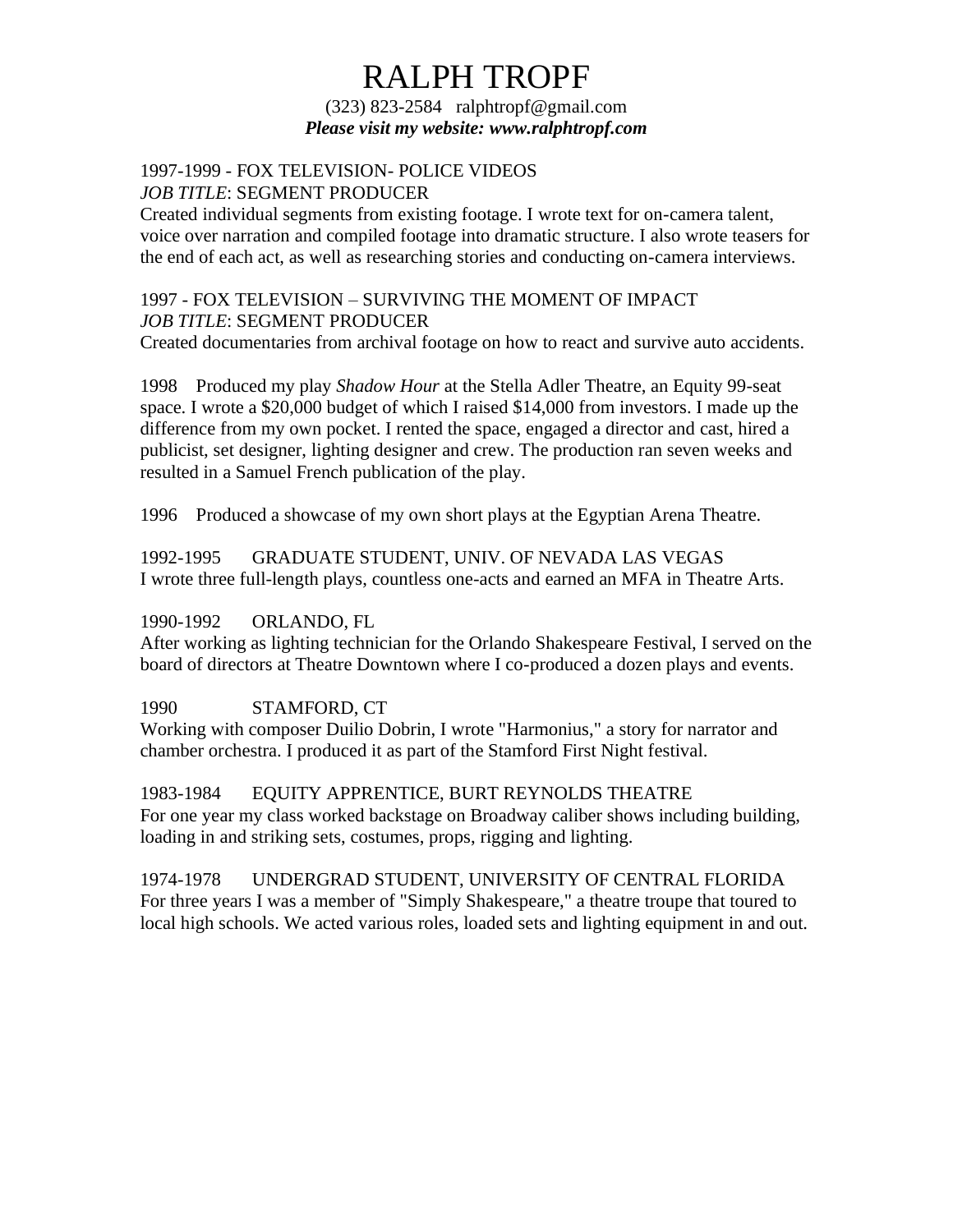# RALPH TROPF

(323) 823-2584 ralphtropf@gmail.com

***Please visit my website: www.ralphtropf.com***

1997-1999 - FOX TELEVISION- POLICE VIDEOS
*JOB TITLE*: SEGMENT PRODUCER
Created individual segments from existing footage. I wrote text for on-camera talent, voice over narration and compiled footage into dramatic structure. I also wrote teasers for the end of each act, as well as researching stories and conducting on-camera interviews.

1997 - FOX TELEVISION – SURVIVING THE MOMENT OF IMPACT
*JOB TITLE*: SEGMENT PRODUCER
Created documentaries from archival footage on how to react and survive auto accidents.

1998 Produced my play *Shadow Hour* at the Stella Adler Theatre, an Equity 99-seat space. I wrote a $20,000 budget of which I raised $14,000 from investors. I made up the difference from my own pocket. I rented the space, engaged a director and cast, hired a publicist, set designer, lighting designer and crew. The production ran seven weeks and resulted in a Samuel French publication of the play.

1996 Produced a showcase of my own short plays at the Egyptian Arena Theatre.

1992-1995 GRADUATE STUDENT, UNIV. OF NEVADA LAS VEGAS
I wrote three full-length plays, countless one-acts and earned an MFA in Theatre Arts.

1990-1992 ORLANDO, FL
After working as lighting technician for the Orlando Shakespeare Festival, I served on the board of directors at Theatre Downtown where I co-produced a dozen plays and events.

1990 STAMFORD, CT
Working with composer Duilio Dobrin, I wrote "Harmonius," a story for narrator and chamber orchestra. I produced it as part of the Stamford First Night festival.

1983-1984 EQUITY APPRENTICE, BURT REYNOLDS THEATRE
For one year my class worked backstage on Broadway caliber shows including building, loading in and striking sets, costumes, props, rigging and lighting.

1974-1978 UNDERGRAD STUDENT, UNIVERSITY OF CENTRAL FLORIDA
For three years I was a member of "Simply Shakespeare," a theatre troupe that toured to local high schools. We acted various roles, loaded sets and lighting equipment in and out.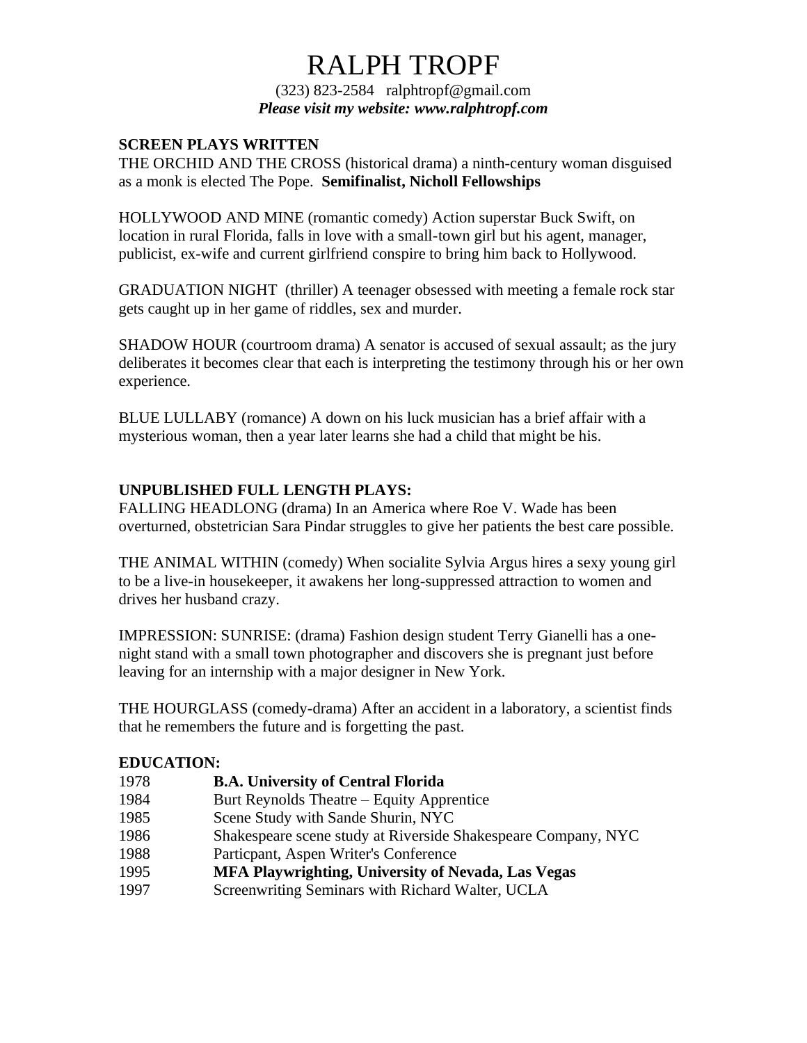# RALPH TROPF

(323) 823-2584 ralphtropf@gmail.com
***Please visit my website: www.ralphtropf.com***

**SCREEN PLAYS WRITTEN**

THE ORCHID AND THE CROSS (historical drama) a ninth-century woman disguised as a monk is elected The Pope. **Semifinalist, Nicholl Fellowships**

HOLLYWOOD AND MINE (romantic comedy) Action superstar Buck Swift, on location in rural Florida, falls in love with a small-town girl but his agent, manager, publicist, ex-wife and current girlfriend conspire to bring him back to Hollywood.

GRADUATION NIGHT (thriller) A teenager obsessed with meeting a female rock star gets caught up in her game of riddles, sex and murder.

SHADOW HOUR (courtroom drama) A senator is accused of sexual assault; as the jury deliberates it becomes clear that each is interpreting the testimony through his or her own experience.

BLUE LULLABY (romance) A down on his luck musician has a brief affair with a mysterious woman, then a year later learns she had a child that might be his.

**UNPUBLISHED FULL LENGTH PLAYS:**

FALLING HEADLONG (drama) In an America where Roe V. Wade has been overturned, obstetrician Sara Pindar struggles to give her patients the best care possible.

THE ANIMAL WITHIN (comedy) When socialite Sylvia Argus hires a sexy young girl to be a live-in housekeeper, it awakens her long-suppressed attraction to women and drives her husband crazy.

IMPRESSION: SUNRISE: (drama) Fashion design student Terry Gianelli has a one-night stand with a small town photographer and discovers she is pregnant just before leaving for an internship with a major designer in New York.

THE HOURGLASS (comedy-drama) After an accident in a laboratory, a scientist finds that he remembers the future and is forgetting the past.

**EDUCATION:**

| | |
|---|---|
| 1978 | **B.A. University of Central Florida** |
| 1984 | Burt Reynolds Theatre – Equity Apprentice |
| 1985 | Scene Study with Sande Shurin, NYC |
| 1986 | Shakespeare scene study at Riverside Shakespeare Company, NYC |
| 1988 | Particpant, Aspen Writer's Conference |
| 1995 | **MFA Playwrighting, University of Nevada, Las Vegas** |
| 1997 | Screenwriting Seminars with Richard Walter, UCLA |